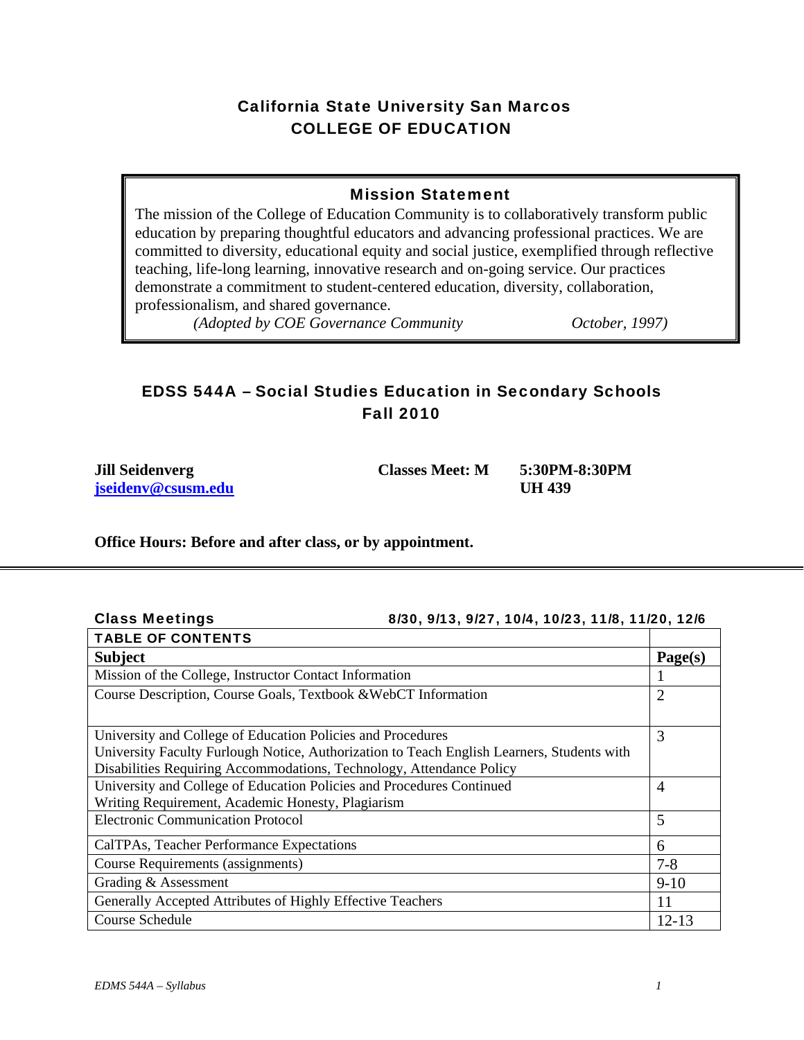# California State University San Marcos
# COLLEGE OF EDUCATION

## Mission Statement

The mission of the College of Education Community is to collaboratively transform public education by preparing thoughtful educators and advancing professional practices. We are committed to diversity, educational equity and social justice, exemplified through reflective teaching, life-long learning, innovative research and on-going service. Our practices demonstrate a commitment to student-centered education, diversity, collaboration, professionalism, and shared governance.

*(Adopted by COE Governance Community October, 1997)*

## EDSS 544A – Social Studies Education in Secondary Schools
## Fall 2010

**Jill Seidenverg**
**jseidenv@csusm.edu**

**Classes Meet: M 5:30PM-8:30PM**
**UH 439**

**Office Hours: Before and after class, or by appointment.**

---

**Class Meetings** 8/30, 9/13, 9/27, 10/4, 10/23, 11/8, 11/20, 12/6

| TABLE OF CONTENTS | |
|---|---|
| **Subject** | **Page(s)** |
| Mission of the College, Instructor Contact Information | 1 |
| Course Description, Course Goals, Textbook &WebCT Information | 2 |
| University and College of Education Policies and Procedures<br>University Faculty Furlough Notice, Authorization to Teach English Learners, Students with Disabilities Requiring Accommodations, Technology, Attendance Policy | 3 |
| University and College of Education Policies and Procedures Continued<br>Writing Requirement, Academic Honesty, Plagiarism | 4 |
| Electronic Communication Protocol | 5 |
| CalTPAs, Teacher Performance Expectations | 6 |
| Course Requirements (assignments) | 7-8 |
| Grading & Assessment | 9-10 |
| Generally Accepted Attributes of Highly Effective Teachers | 11 |
| Course Schedule | 12-13 |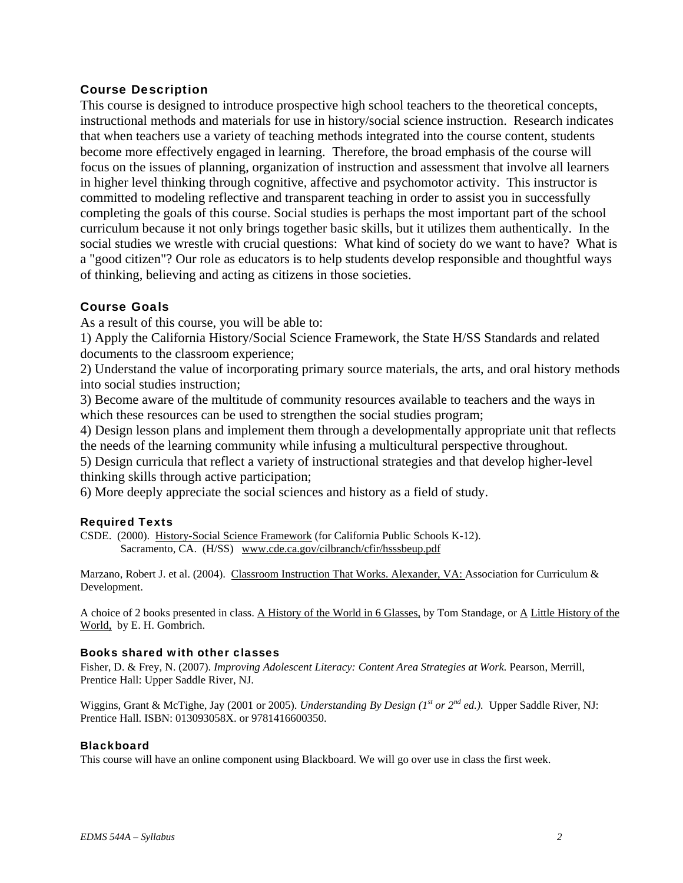## Course Description

This course is designed to introduce prospective high school teachers to the theoretical concepts, instructional methods and materials for use in history/social science instruction. Research indicates that when teachers use a variety of teaching methods integrated into the course content, students become more effectively engaged in learning. Therefore, the broad emphasis of the course will focus on the issues of planning, organization of instruction and assessment that involve all learners in higher level thinking through cognitive, affective and psychomotor activity. This instructor is committed to modeling reflective and transparent teaching in order to assist you in successfully completing the goals of this course. Social studies is perhaps the most important part of the school curriculum because it not only brings together basic skills, but it utilizes them authentically. In the social studies we wrestle with crucial questions: What kind of society do we want to have? What is a "good citizen"? Our role as educators is to help students develop responsible and thoughtful ways of thinking, believing and acting as citizens in those societies.

## Course Goals

As a result of this course, you will be able to:

1) Apply the California History/Social Science Framework, the State H/SS Standards and related documents to the classroom experience;
2) Understand the value of incorporating primary source materials, the arts, and oral history methods into social studies instruction;
3) Become aware of the multitude of community resources available to teachers and the ways in which these resources can be used to strengthen the social studies program;
4) Design lesson plans and implement them through a developmentally appropriate unit that reflects the needs of the learning community while infusing a multicultural perspective throughout.
5) Design curricula that reflect a variety of instructional strategies and that develop higher-level thinking skills through active participation;
6) More deeply appreciate the social sciences and history as a field of study.

### Required Texts

CSDE. (2000). History-Social Science Framework (for California Public Schools K-12). Sacramento, CA. (H/SS) www.cde.ca.gov/cilbranch/cfir/hsssbeup.pdf

Marzano, Robert J. et al. (2004). Classroom Instruction That Works. Alexander, VA: Association for Curriculum & Development.

A choice of 2 books presented in class. A History of the World in 6 Glasses, by Tom Standage, or A Little History of the World, by E. H. Gombrich.

### Books shared with other classes

Fisher, D. & Frey, N. (2007). *Improving Adolescent Literacy: Content Area Strategies at Work.* Pearson, Merrill, Prentice Hall: Upper Saddle River, NJ.

Wiggins, Grant & McTighe, Jay (2001 or 2005). *Understanding By Design (1st or 2nd ed.).* Upper Saddle River, NJ: Prentice Hall. ISBN: 013093058X. or 9781416600350.

### Blackboard

This course will have an online component using Blackboard. We will go over use in class the first week.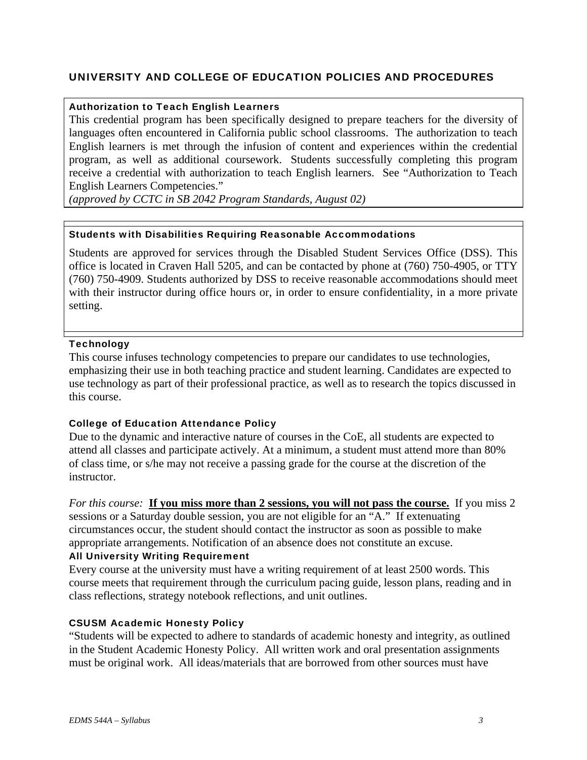## UNIVERSITY AND COLLEGE OF EDUCATION POLICIES AND PROCEDURES

### Authorization to Teach English Learners

This credential program has been specifically designed to prepare teachers for the diversity of languages often encountered in California public school classrooms. The authorization to teach English learners is met through the infusion of content and experiences within the credential program, as well as additional coursework. Students successfully completing this program receive a credential with authorization to teach English learners. See "Authorization to Teach English Learners Competencies."

*(approved by CCTC in SB 2042 Program Standards, August 02)*

### Students with Disabilities Requiring Reasonable Accommodations

Students are approved for services through the Disabled Student Services Office (DSS). This office is located in Craven Hall 5205, and can be contacted by phone at (760) 750-4905, or TTY (760) 750-4909. Students authorized by DSS to receive reasonable accommodations should meet with their instructor during office hours or, in order to ensure confidentiality, in a more private setting.

### Technology

This course infuses technology competencies to prepare our candidates to use technologies, emphasizing their use in both teaching practice and student learning. Candidates are expected to use technology as part of their professional practice, as well as to research the topics discussed in this course.

### College of Education Attendance Policy

Due to the dynamic and interactive nature of courses in the CoE, all students are expected to attend all classes and participate actively. At a minimum, a student must attend more than 80% of class time, or s/he may not receive a passing grade for the course at the discretion of the instructor.

*For this course:* **<u>If you miss more than 2 sessions, you will not pass the course.</u>** If you miss 2 sessions or a Saturday double session, you are not eligible for an "A." If extenuating circumstances occur, the student should contact the instructor as soon as possible to make appropriate arrangements. Notification of an absence does not constitute an excuse.

### All University Writing Requirement

Every course at the university must have a writing requirement of at least 2500 words. This course meets that requirement through the curriculum pacing guide, lesson plans, reading and in class reflections, strategy notebook reflections, and unit outlines.

### CSUSM Academic Honesty Policy

"Students will be expected to adhere to standards of academic honesty and integrity, as outlined in the Student Academic Honesty Policy. All written work and oral presentation assignments must be original work. All ideas/materials that are borrowed from other sources must have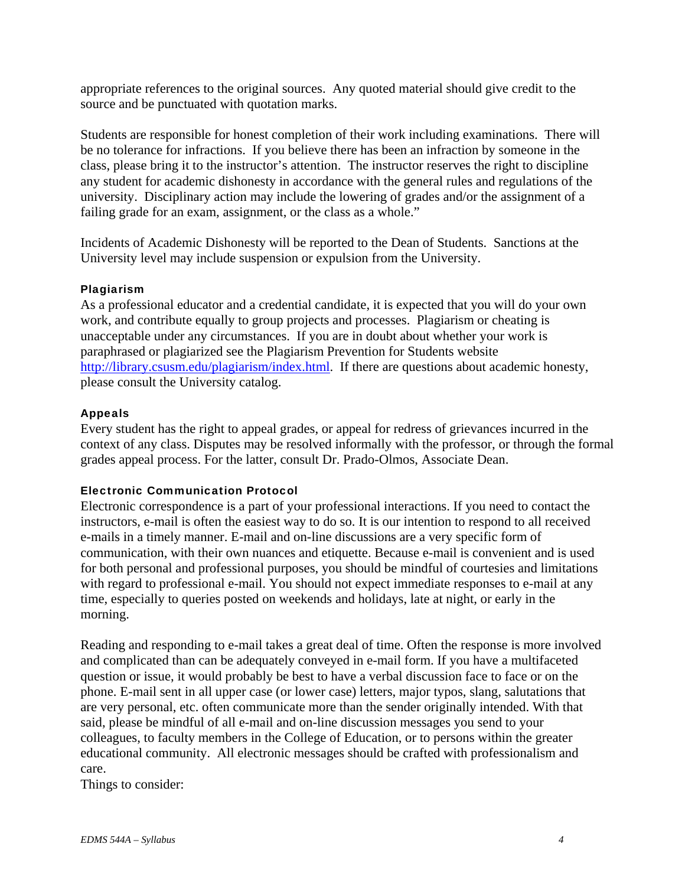appropriate references to the original sources. Any quoted material should give credit to the source and be punctuated with quotation marks.

Students are responsible for honest completion of their work including examinations. There will be no tolerance for infractions. If you believe there has been an infraction by someone in the class, please bring it to the instructor's attention. The instructor reserves the right to discipline any student for academic dishonesty in accordance with the general rules and regulations of the university. Disciplinary action may include the lowering of grades and/or the assignment of a failing grade for an exam, assignment, or the class as a whole."

Incidents of Academic Dishonesty will be reported to the Dean of Students. Sanctions at the University level may include suspension or expulsion from the University.

#### Plagiarism

As a professional educator and a credential candidate, it is expected that you will do your own work, and contribute equally to group projects and processes. Plagiarism or cheating is unacceptable under any circumstances. If you are in doubt about whether your work is paraphrased or plagiarized see the Plagiarism Prevention for Students website http://library.csusm.edu/plagiarism/index.html. If there are questions about academic honesty, please consult the University catalog.

#### Appeals

Every student has the right to appeal grades, or appeal for redress of grievances incurred in the context of any class. Disputes may be resolved informally with the professor, or through the formal grades appeal process. For the latter, consult Dr. Prado-Olmos, Associate Dean.

#### Electronic Communication Protocol

Electronic correspondence is a part of your professional interactions. If you need to contact the instructors, e-mail is often the easiest way to do so. It is our intention to respond to all received e-mails in a timely manner. E-mail and on-line discussions are a very specific form of communication, with their own nuances and etiquette. Because e-mail is convenient and is used for both personal and professional purposes, you should be mindful of courtesies and limitations with regard to professional e-mail. You should not expect immediate responses to e-mail at any time, especially to queries posted on weekends and holidays, late at night, or early in the morning.

Reading and responding to e-mail takes a great deal of time. Often the response is more involved and complicated than can be adequately conveyed in e-mail form. If you have a multifaceted question or issue, it would probably be best to have a verbal discussion face to face or on the phone. E-mail sent in all upper case (or lower case) letters, major typos, slang, salutations that are very personal, etc. often communicate more than the sender originally intended. With that said, please be mindful of all e-mail and on-line discussion messages you send to your colleagues, to faculty members in the College of Education, or to persons within the greater educational community. All electronic messages should be crafted with professionalism and care.
Things to consider: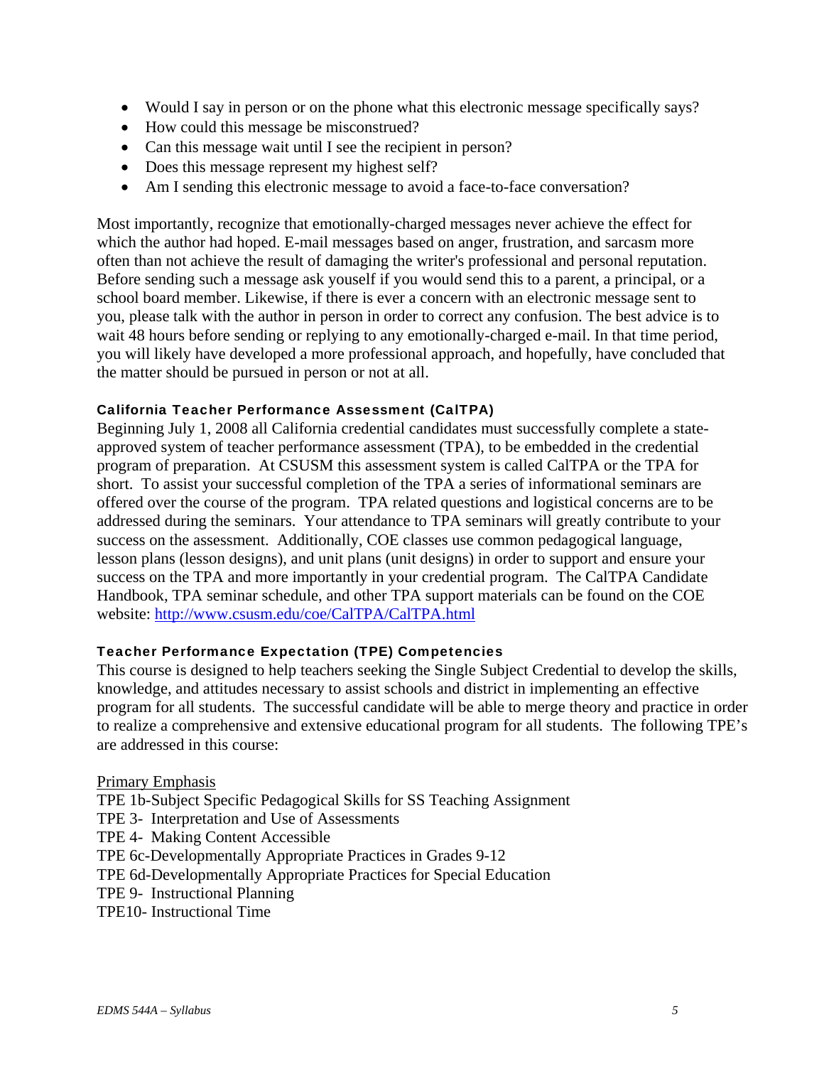- Would I say in person or on the phone what this electronic message specifically says?
- How could this message be misconstrued?
- Can this message wait until I see the recipient in person?
- Does this message represent my highest self?
- Am I sending this electronic message to avoid a face-to-face conversation?

Most importantly, recognize that emotionally-charged messages never achieve the effect for which the author had hoped. E-mail messages based on anger, frustration, and sarcasm more often than not achieve the result of damaging the writer's professional and personal reputation. Before sending such a message ask youself if you would send this to a parent, a principal, or a school board member. Likewise, if there is ever a concern with an electronic message sent to you, please talk with the author in person in order to correct any confusion. The best advice is to wait 48 hours before sending or replying to any emotionally-charged e-mail. In that time period, you will likely have developed a more professional approach, and hopefully, have concluded that the matter should be pursued in person or not at all.

### California Teacher Performance Assessment (CalTPA)

Beginning July 1, 2008 all California credential candidates must successfully complete a state-approved system of teacher performance assessment (TPA), to be embedded in the credential program of preparation. At CSUSM this assessment system is called CalTPA or the TPA for short. To assist your successful completion of the TPA a series of informational seminars are offered over the course of the program. TPA related questions and logistical concerns are to be addressed during the seminars. Your attendance to TPA seminars will greatly contribute to your success on the assessment. Additionally, COE classes use common pedagogical language, lesson plans (lesson designs), and unit plans (unit designs) in order to support and ensure your success on the TPA and more importantly in your credential program. The CalTPA Candidate Handbook, TPA seminar schedule, and other TPA support materials can be found on the COE website: http://www.csusm.edu/coe/CalTPA/CalTPA.html

### Teacher Performance Expectation (TPE) Competencies

This course is designed to help teachers seeking the Single Subject Credential to develop the skills, knowledge, and attitudes necessary to assist schools and district in implementing an effective program for all students. The successful candidate will be able to merge theory and practice in order to realize a comprehensive and extensive educational program for all students. The following TPE's are addressed in this course:

Primary Emphasis

TPE 1b-Subject Specific Pedagogical Skills for SS Teaching Assignment
TPE 3- Interpretation and Use of Assessments
TPE 4- Making Content Accessible
TPE 6c-Developmentally Appropriate Practices in Grades 9-12
TPE 6d-Developmentally Appropriate Practices for Special Education
TPE 9- Instructional Planning
TPE10- Instructional Time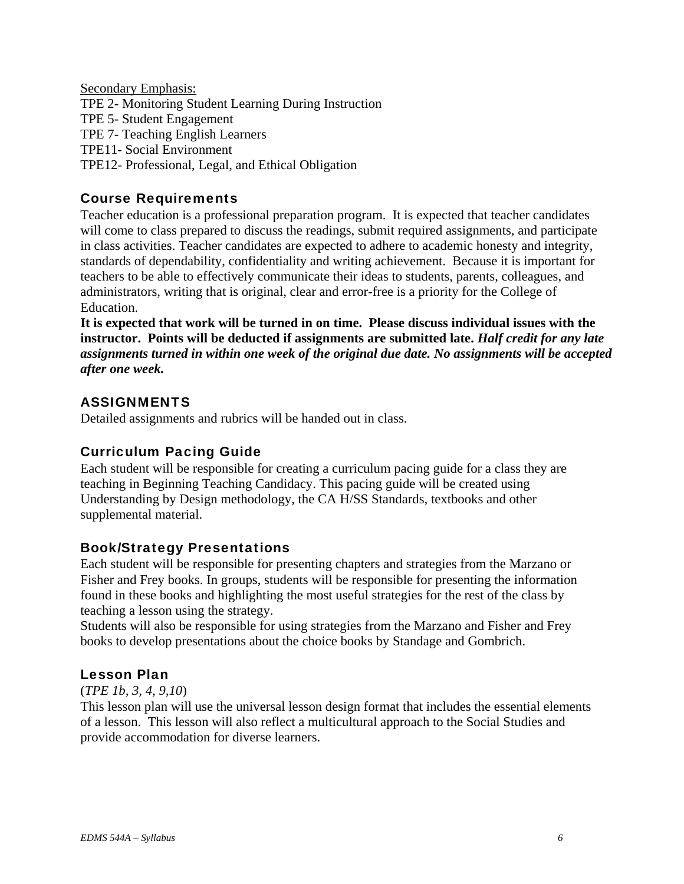<u>Secondary Emphasis:</u>
TPE 2- Monitoring Student Learning During Instruction
TPE 5- Student Engagement
TPE 7- Teaching English Learners
TPE11- Social Environment
TPE12- Professional, Legal, and Ethical Obligation

### Course Requirements

Teacher education is a professional preparation program. It is expected that teacher candidates will come to class prepared to discuss the readings, submit required assignments, and participate in class activities. Teacher candidates are expected to adhere to academic honesty and integrity, standards of dependability, confidentiality and writing achievement. Because it is important for teachers to be able to effectively communicate their ideas to students, parents, colleagues, and administrators, writing that is original, clear and error-free is a priority for the College of Education.

**It is expected that work will be turned in on time. Please discuss individual issues with the instructor. Points will be deducted if assignments are submitted late. *Half credit for any late assignments turned in within one week of the original due date. No assignments will be accepted after one week.***

### ASSIGNMENTS

Detailed assignments and rubrics will be handed out in class.

### Curriculum Pacing Guide

Each student will be responsible for creating a curriculum pacing guide for a class they are teaching in Beginning Teaching Candidacy. This pacing guide will be created using Understanding by Design methodology, the CA H/SS Standards, textbooks and other supplemental material.

### Book/Strategy Presentations

Each student will be responsible for presenting chapters and strategies from the Marzano or Fisher and Frey books. In groups, students will be responsible for presenting the information found in these books and highlighting the most useful strategies for the rest of the class by teaching a lesson using the strategy.

Students will also be responsible for using strategies from the Marzano and Fisher and Frey books to develop presentations about the choice books by Standage and Gombrich.

### Lesson Plan

(*TPE 1b, 3, 4, 9,10*)

This lesson plan will use the universal lesson design format that includes the essential elements of a lesson. This lesson will also reflect a multicultural approach to the Social Studies and provide accommodation for diverse learners.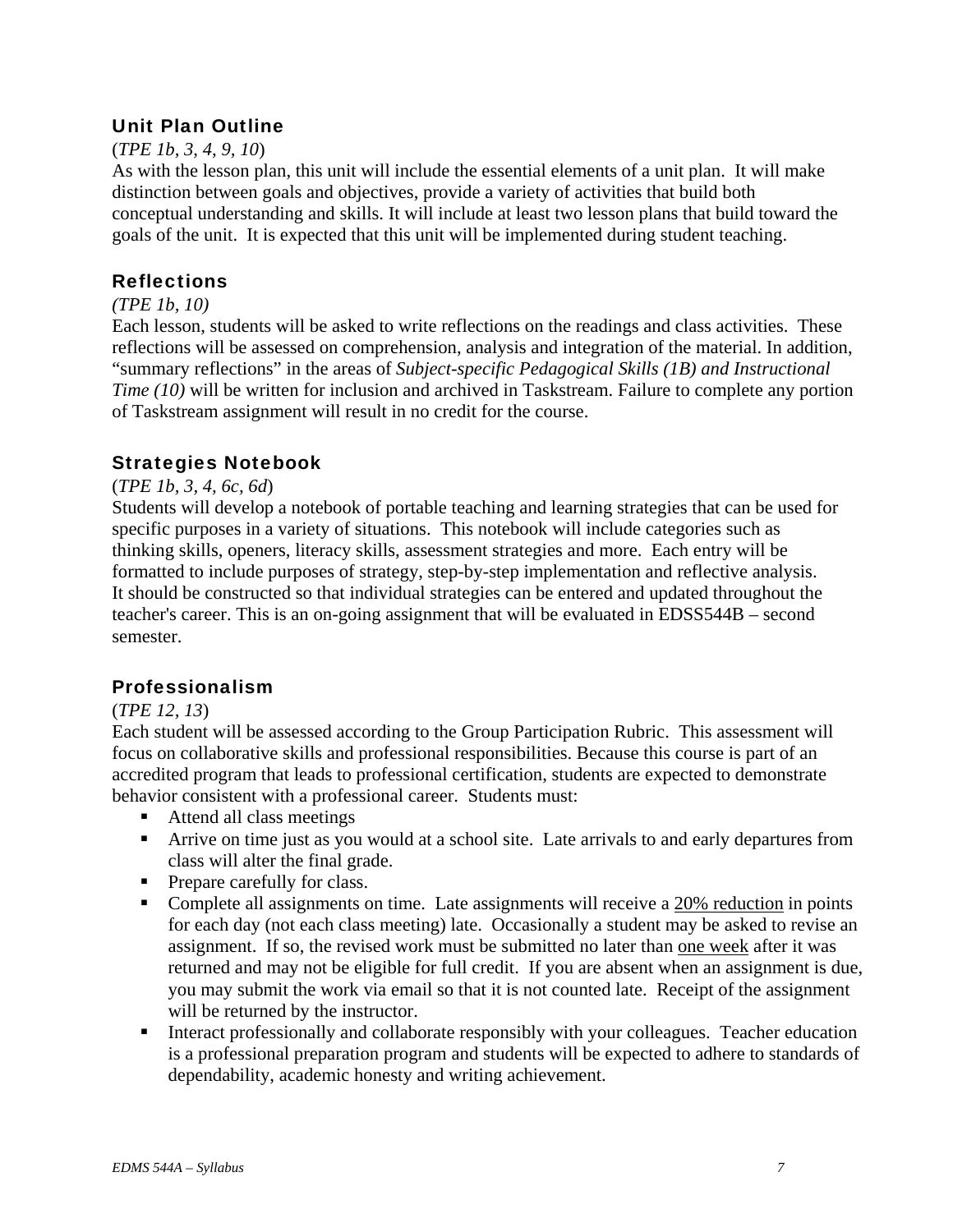### Unit Plan Outline

(*TPE 1b, 3, 4, 9, 10*)

As with the lesson plan, this unit will include the essential elements of a unit plan. It will make distinction between goals and objectives, provide a variety of activities that build both conceptual understanding and skills. It will include at least two lesson plans that build toward the goals of the unit. It is expected that this unit will be implemented during student teaching.

### Reflections

*(TPE 1b, 10)*

Each lesson, students will be asked to write reflections on the readings and class activities. These reflections will be assessed on comprehension, analysis and integration of the material. In addition, "summary reflections" in the areas of *Subject-specific Pedagogical Skills (1B) and Instructional Time (10)* will be written for inclusion and archived in Taskstream. Failure to complete any portion of Taskstream assignment will result in no credit for the course.

### Strategies Notebook

(*TPE 1b, 3, 4, 6c, 6d*)

Students will develop a notebook of portable teaching and learning strategies that can be used for specific purposes in a variety of situations. This notebook will include categories such as thinking skills, openers, literacy skills, assessment strategies and more. Each entry will be formatted to include purposes of strategy, step-by-step implementation and reflective analysis. It should be constructed so that individual strategies can be entered and updated throughout the teacher's career. This is an on-going assignment that will be evaluated in EDSS544B – second semester.

### Professionalism

(*TPE 12, 13*)

Each student will be assessed according to the Group Participation Rubric. This assessment will focus on collaborative skills and professional responsibilities. Because this course is part of an accredited program that leads to professional certification, students are expected to demonstrate behavior consistent with a professional career. Students must:

- Attend all class meetings
- Arrive on time just as you would at a school site. Late arrivals to and early departures from class will alter the final grade.
- Prepare carefully for class.
- Complete all assignments on time. Late assignments will receive a <u>20% reduction</u> in points for each day (not each class meeting) late. Occasionally a student may be asked to revise an assignment. If so, the revised work must be submitted no later than <u>one week</u> after it was returned and may not be eligible for full credit. If you are absent when an assignment is due, you may submit the work via email so that it is not counted late. Receipt of the assignment will be returned by the instructor.
- Interact professionally and collaborate responsibly with your colleagues. Teacher education is a professional preparation program and students will be expected to adhere to standards of dependability, academic honesty and writing achievement.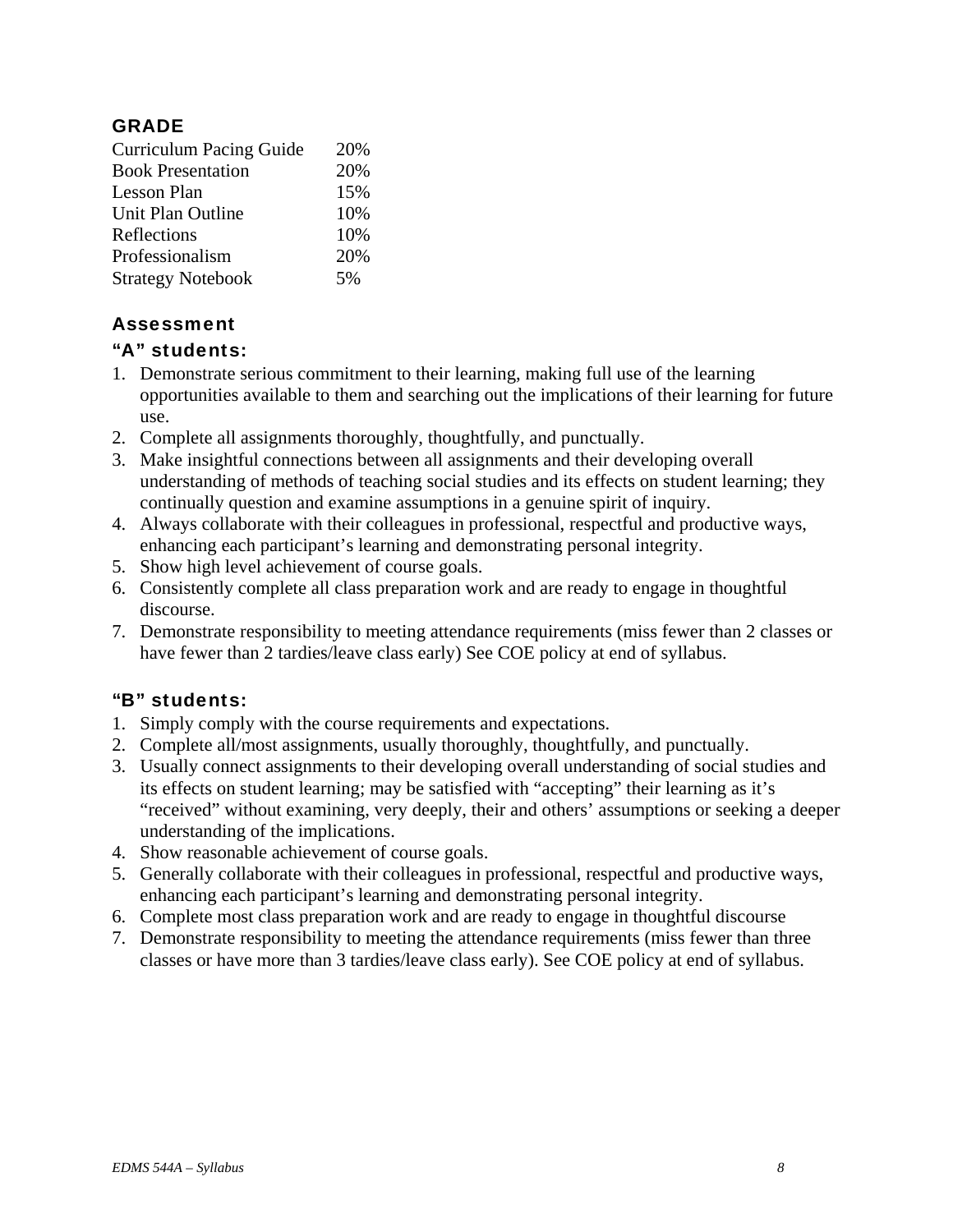## GRADE

| | |
|---|---|
| Curriculum Pacing Guide | 20% |
| Book Presentation | 20% |
| Lesson Plan | 15% |
| Unit Plan Outline | 10% |
| Reflections | 10% |
| Professionalism | 20% |
| Strategy Notebook | 5% |

## Assessment

### "A" students:

1. Demonstrate serious commitment to their learning, making full use of the learning opportunities available to them and searching out the implications of their learning for future use.
2. Complete all assignments thoroughly, thoughtfully, and punctually.
3. Make insightful connections between all assignments and their developing overall understanding of methods of teaching social studies and its effects on student learning; they continually question and examine assumptions in a genuine spirit of inquiry.
4. Always collaborate with their colleagues in professional, respectful and productive ways, enhancing each participant's learning and demonstrating personal integrity.
5. Show high level achievement of course goals.
6. Consistently complete all class preparation work and are ready to engage in thoughtful discourse.
7. Demonstrate responsibility to meeting attendance requirements (miss fewer than 2 classes or have fewer than 2 tardies/leave class early) See COE policy at end of syllabus.

### "B" students:

1. Simply comply with the course requirements and expectations.
2. Complete all/most assignments, usually thoroughly, thoughtfully, and punctually.
3. Usually connect assignments to their developing overall understanding of social studies and its effects on student learning; may be satisfied with "accepting" their learning as it's "received" without examining, very deeply, their and others' assumptions or seeking a deeper understanding of the implications.
4. Show reasonable achievement of course goals.
5. Generally collaborate with their colleagues in professional, respectful and productive ways, enhancing each participant's learning and demonstrating personal integrity.
6. Complete most class preparation work and are ready to engage in thoughtful discourse
7. Demonstrate responsibility to meeting the attendance requirements (miss fewer than three classes or have more than 3 tardies/leave class early). See COE policy at end of syllabus.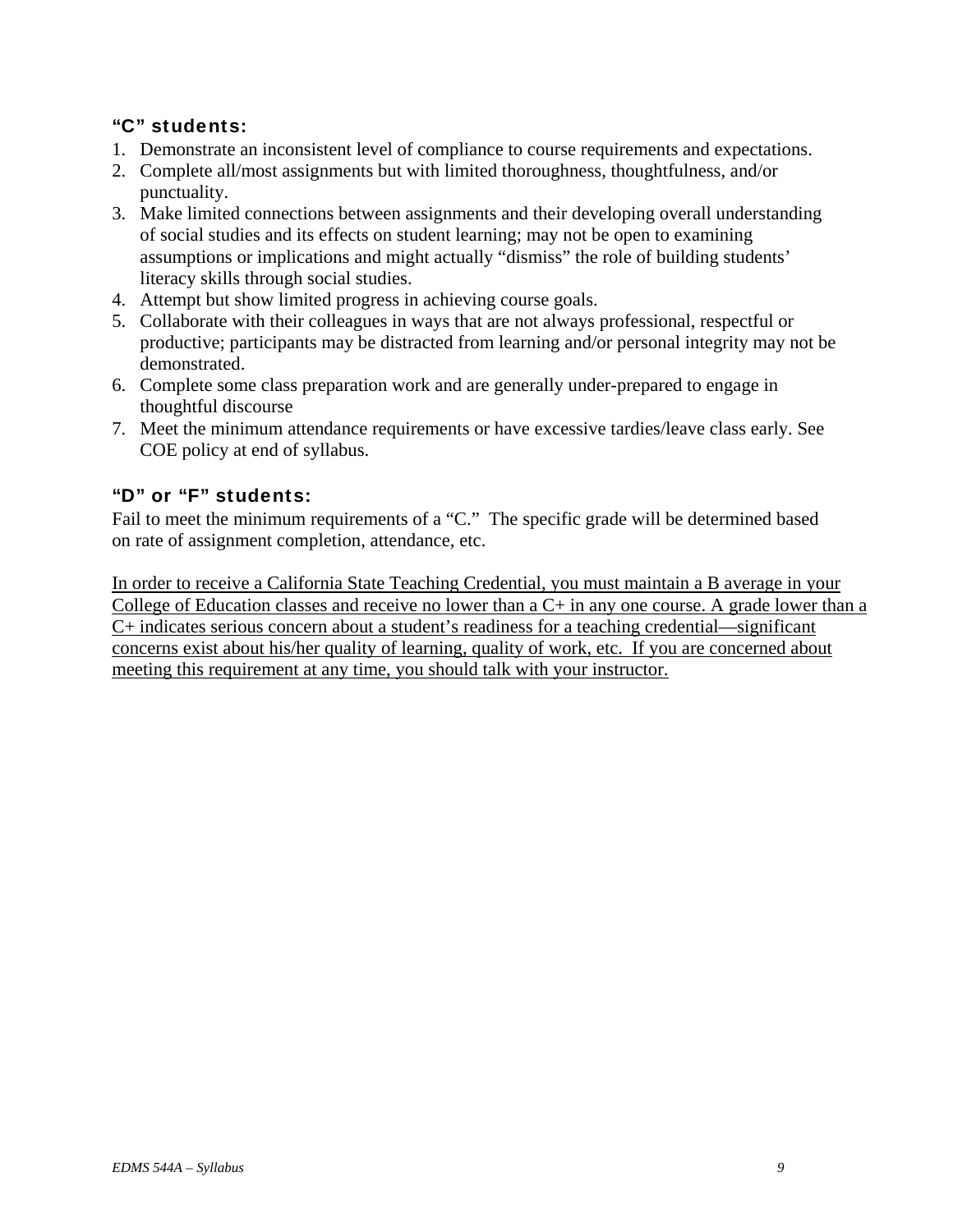### “C” students:

1. Demonstrate an inconsistent level of compliance to course requirements and expectations.
2. Complete all/most assignments but with limited thoroughness, thoughtfulness, and/or punctuality.
3. Make limited connections between assignments and their developing overall understanding of social studies and its effects on student learning; may not be open to examining assumptions or implications and might actually “dismiss” the role of building students’ literacy skills through social studies.
4. Attempt but show limited progress in achieving course goals.
5. Collaborate with their colleagues in ways that are not always professional, respectful or productive; participants may be distracted from learning and/or personal integrity may not be demonstrated.
6. Complete some class preparation work and are generally under-prepared to engage in thoughtful discourse
7. Meet the minimum attendance requirements or have excessive tardies/leave class early. See COE policy at end of syllabus.

### “D” or “F” students:

Fail to meet the minimum requirements of a “C.” The specific grade will be determined based on rate of assignment completion, attendance, etc.

<u>In order to receive a California State Teaching Credential, you must maintain a B average in your College of Education classes and receive no lower than a C+ in any one course. A grade lower than a C+ indicates serious concern about a student’s readiness for a teaching credential—significant concerns exist about his/her quality of learning, quality of work, etc. If you are concerned about meeting this requirement at any time, you should talk with your instructor.</u>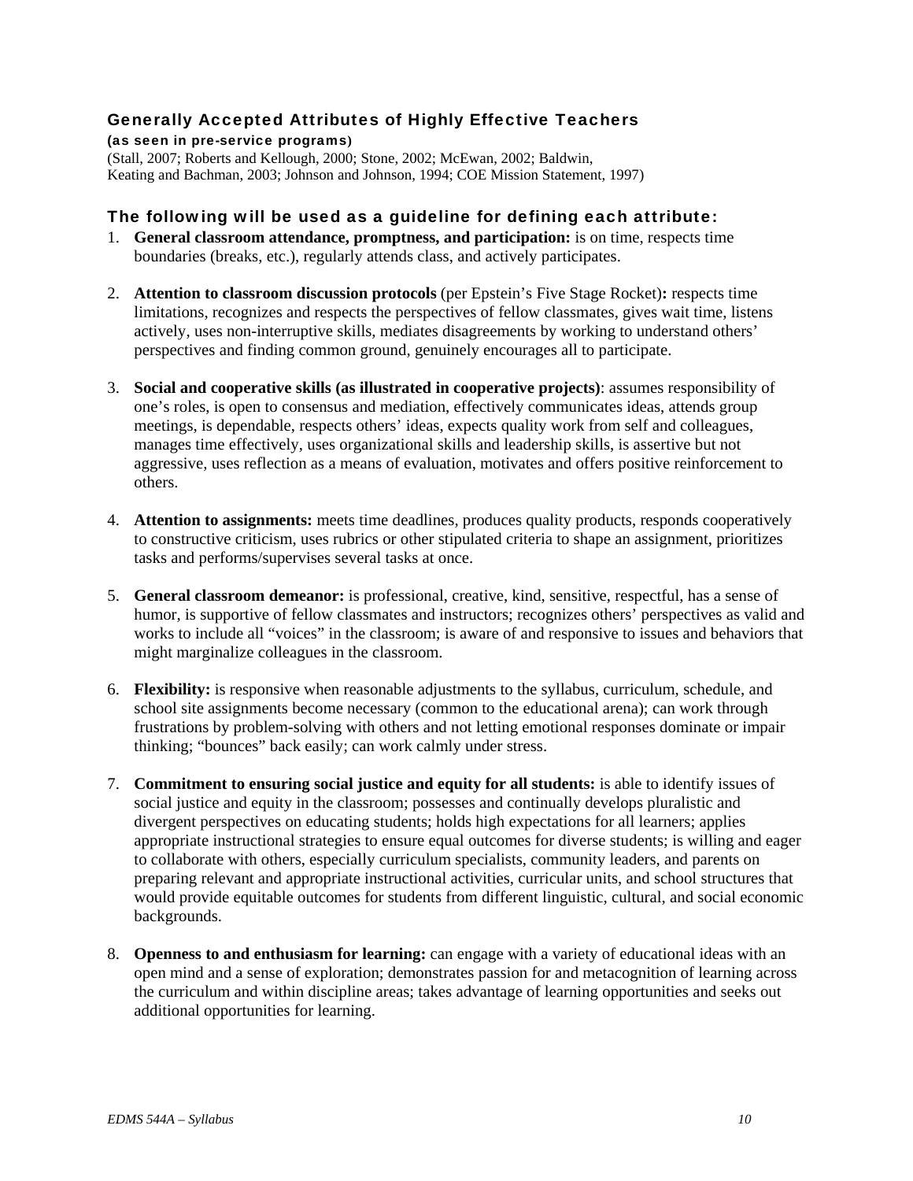## Generally Accepted Attributes of Highly Effective Teachers

**(as seen in pre-service programs)**

(Stall, 2007; Roberts and Kellough, 2000; Stone, 2002; McEwan, 2002; Baldwin, Keating and Bachman, 2003; Johnson and Johnson, 1994; COE Mission Statement, 1997)

### The following will be used as a guideline for defining each attribute:

1. **General classroom attendance, promptness, and participation:** is on time, respects time boundaries (breaks, etc.), regularly attends class, and actively participates.

2. **Attention to classroom discussion protocols** (per Epstein's Five Stage Rocket)**:** respects time limitations, recognizes and respects the perspectives of fellow classmates, gives wait time, listens actively, uses non-interruptive skills, mediates disagreements by working to understand others' perspectives and finding common ground, genuinely encourages all to participate.

3. **Social and cooperative skills (as illustrated in cooperative projects)**: assumes responsibility of one's roles, is open to consensus and mediation, effectively communicates ideas, attends group meetings, is dependable, respects others' ideas, expects quality work from self and colleagues, manages time effectively, uses organizational skills and leadership skills, is assertive but not aggressive, uses reflection as a means of evaluation, motivates and offers positive reinforcement to others.

4. **Attention to assignments:** meets time deadlines, produces quality products, responds cooperatively to constructive criticism, uses rubrics or other stipulated criteria to shape an assignment, prioritizes tasks and performs/supervises several tasks at once.

5. **General classroom demeanor:** is professional, creative, kind, sensitive, respectful, has a sense of humor, is supportive of fellow classmates and instructors; recognizes others' perspectives as valid and works to include all "voices" in the classroom; is aware of and responsive to issues and behaviors that might marginalize colleagues in the classroom.

6. **Flexibility:** is responsive when reasonable adjustments to the syllabus, curriculum, schedule, and school site assignments become necessary (common to the educational arena); can work through frustrations by problem-solving with others and not letting emotional responses dominate or impair thinking; "bounces" back easily; can work calmly under stress.

7. **Commitment to ensuring social justice and equity for all students:** is able to identify issues of social justice and equity in the classroom; possesses and continually develops pluralistic and divergent perspectives on educating students; holds high expectations for all learners; applies appropriate instructional strategies to ensure equal outcomes for diverse students; is willing and eager to collaborate with others, especially curriculum specialists, community leaders, and parents on preparing relevant and appropriate instructional activities, curricular units, and school structures that would provide equitable outcomes for students from different linguistic, cultural, and social economic backgrounds.

8. **Openness to and enthusiasm for learning:** can engage with a variety of educational ideas with an open mind and a sense of exploration; demonstrates passion for and metacognition of learning across the curriculum and within discipline areas; takes advantage of learning opportunities and seeks out additional opportunities for learning.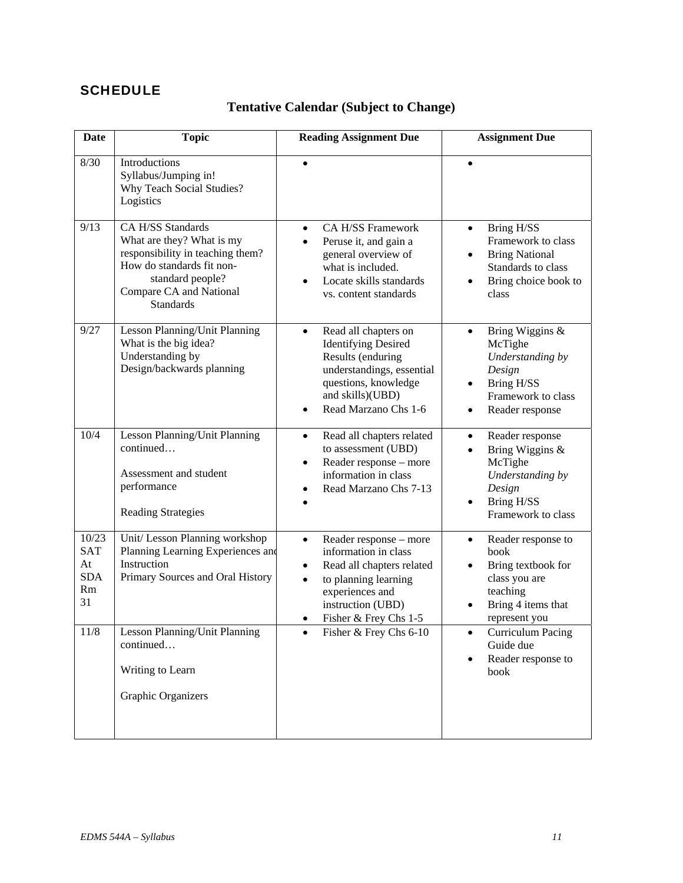## SCHEDULE

### Tentative Calendar (Subject to Change)

| Date | Topic | Reading Assignment Due | Assignment Due |
|---|---|---|---|
| 8/30 | Introductions<br>Syllabus/Jumping in!<br>Why Teach Social Studies?<br>Logistics | • | • |
| 9/13 | CA H/SS Standards<br>What are they? What is my responsibility in teaching them?<br>How do standards fit non-standard people?<br>Compare CA and National Standards | • CA H/SS Framework<br>• Peruse it, and gain a general overview of what is included.<br>• Locate skills standards vs. content standards | • Bring H/SS Framework to class<br>• Bring National Standards to class<br>• Bring choice book to class |
| 9/27 | Lesson Planning/Unit Planning<br>What is the big idea?<br>Understanding by Design/backwards planning | • Read all chapters on Identifying Desired Results (enduring understandings, essential questions, knowledge and skills)(UBD)<br>• Read Marzano Chs 1-6 | • Bring Wiggins & McTighe *Understanding by Design*<br>• Bring H/SS Framework to class<br>• Reader response |
| 10/4 | Lesson Planning/Unit Planning continued…<br><br>Assessment and student performance<br><br>Reading Strategies | • Read all chapters related to assessment (UBD)<br>• Reader response – more information in class<br>• Read Marzano Chs 7-13<br>• | • Reader response<br>• Bring Wiggins & McTighe *Understanding by Design*<br>• Bring H/SS Framework to class |
| 10/23<br>SAT<br>At<br>SDA<br>Rm<br>31 | Unit/ Lesson Planning workshop<br>Planning Learning Experiences and Instruction<br>Primary Sources and Oral History | • Reader response – more information in class<br>• Read all chapters related<br>• to planning learning experiences and instruction (UBD)<br>• Fisher & Frey Chs 1-5 | • Reader response to book<br>• Bring textbook for class you are teaching<br>• Bring 4 items that represent you |
| 11/8 | Lesson Planning/Unit Planning continued…<br><br>Writing to Learn<br><br>Graphic Organizers | • Fisher & Frey Chs 6-10 | • Curriculum Pacing Guide due<br>• Reader response to book |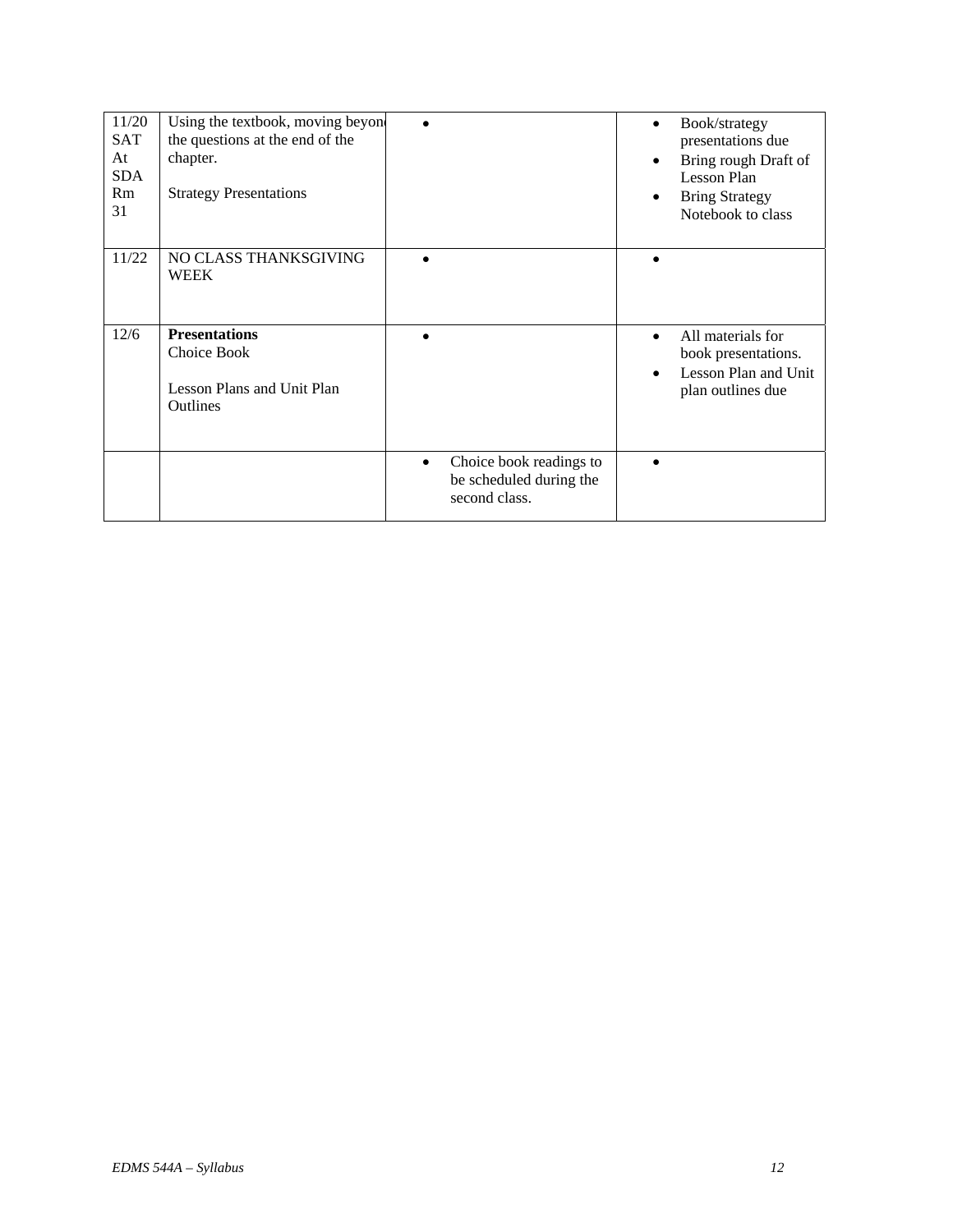| | | | |
|---|---|---|---|
| 11/20 SAT At SDA Rm 31 | Using the textbook, moving beyond the questions at the end of the chapter.<br><br>Strategy Presentations | • | • Book/strategy presentations due<br>• Bring rough Draft of Lesson Plan<br>• Bring Strategy Notebook to class |
| 11/22 | NO CLASS THANKSGIVING WEEK | • | • |
| 12/6 | **Presentations**<br>Choice Book<br><br>Lesson Plans and Unit Plan Outlines | • | • All materials for book presentations.<br>• Lesson Plan and Unit plan outlines due |
| | | • Choice book readings to be scheduled during the second class. | • |